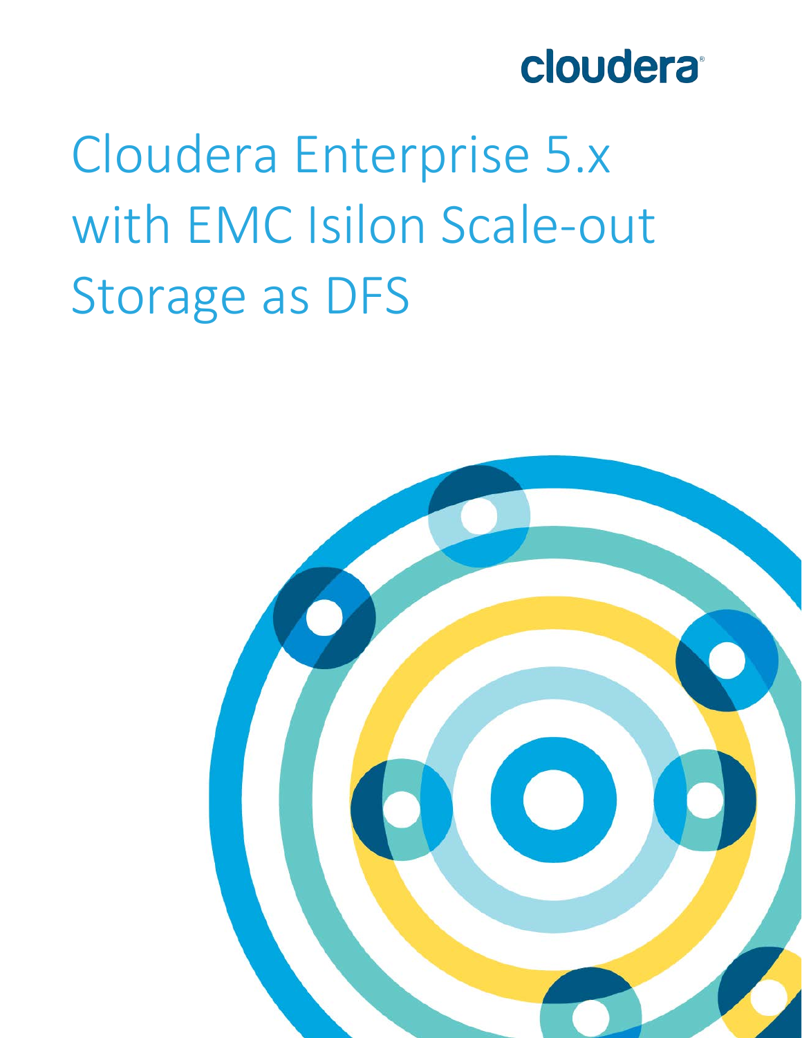cloudera

# Cloudera Enterprise 5.x with EMC Isilon Scale-out Storage as DFS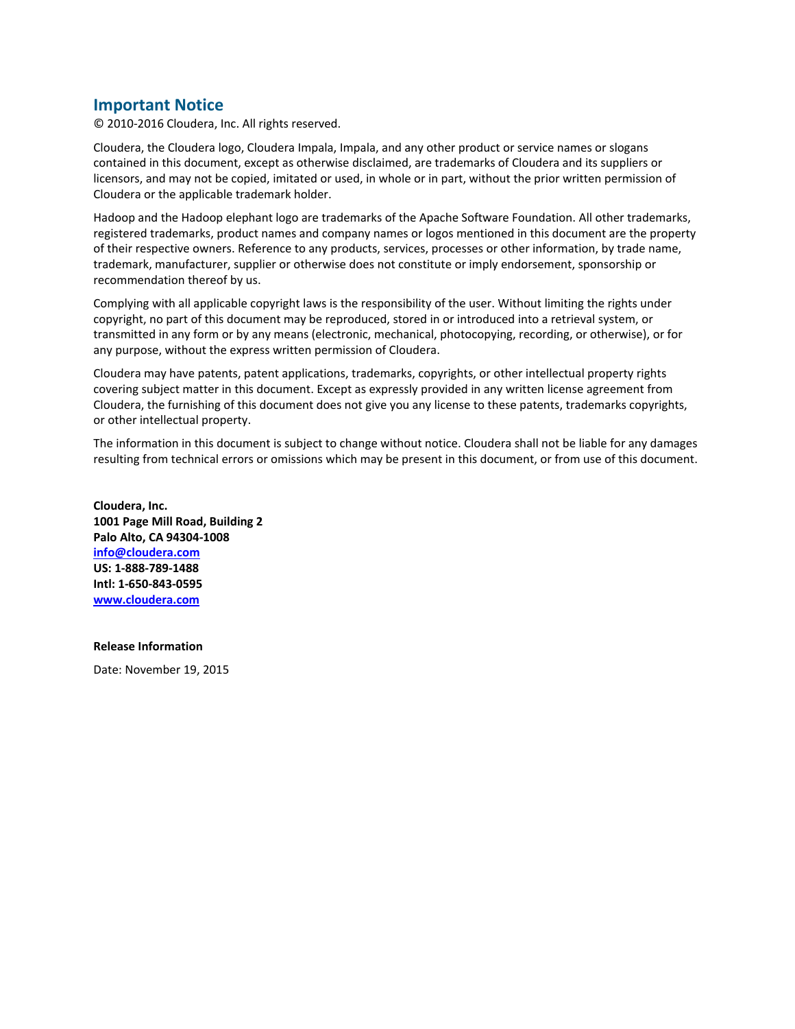## Important Notice

© 2010-2016 Cloudera, Inc. All rights reserved.

Cloudera, the Cloudera logo, Cloudera Impala, Impala, and any other product or service names or slogans contained in this document, except as otherwise disclaimed, are trademarks of Cloudera and its suppliers or licensors, and may not be copied, imitated or used, in whole or in part, without the prior written permission of Cloudera or the applicable trademark holder.

Hadoop and the Hadoop elephant logo are trademarks of the Apache Software Foundation. All other trademarks, registered trademarks, product names and company names or logos mentioned in this document are the property of their respective owners. Reference to any products, services, processes or other information, by trade name, trademark, manufacturer, supplier or otherwise does not constitute or imply endorsement, sponsorship or recommendation thereof by us.

Complying with all applicable copyright laws is the responsibility of the user. Without limiting the rights under copyright, no part of this document may be reproduced, stored in or introduced into a retrieval system, or transmitted in any form or by any means (electronic, mechanical, photocopying, recording, or otherwise), or for any purpose, without the express written permission of Cloudera.

Cloudera may have patents, patent applications, trademarks, copyrights, or other intellectual property rights covering subject matter in this document. Except as expressly provided in any written license agreement from Cloudera, the furnishing of this document does not give you any license to these patents, trademarks copyrights, or other intellectual property.

The information in this document is subject to change without notice. Cloudera shall not be liable for any damages resulting from technical errors or omissions which may be present in this document, or from use of this document.

**Cloudera, Inc.**
**1001 Page Mill Road, Building 2**
**Palo Alto, CA 94304-1008**
**info@cloudera.com**
**US: 1-888-789-1488**
**Intl: 1-650-843-0595**
**www.cloudera.com**

**Release Information**

Date: November 19, 2015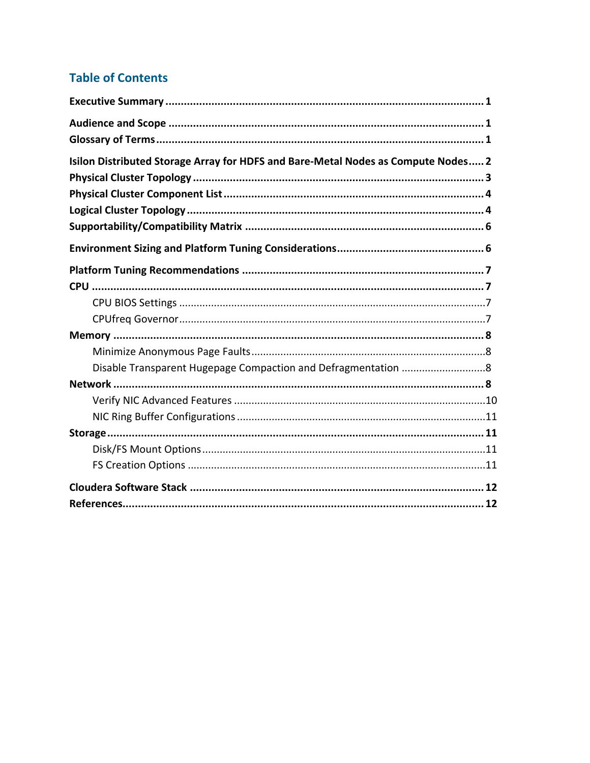## Table of Contents

**Executive Summary** ........................................................................................ **1**

**Audience and Scope** ....................................................................................... **1**

**Glossary of Terms** ........................................................................................... **1**

**Isilon Distributed Storage Array for HDFS and Bare-Metal Nodes as Compute Nodes** ..... **2**

**Physical Cluster Topology** ............................................................................... **3**

**Physical Cluster Component List** ..................................................................... **4**

**Logical Cluster Topology** ................................................................................. **4**

**Supportability/Compatibility Matrix** .............................................................. **6**

**Environment Sizing and Platform Tuning Considerations** ................................................ **6**

**Platform Tuning Recommendations** ............................................................... **7**

**CPU** ................................................................................................................. **7**

- CPU BIOS Settings ......................................................................................... 7
- CPUfreq Governor ......................................................................................... 7

**Memory** .......................................................................................................... **8**

- Minimize Anonymous Page Faults ................................................................ 8
- Disable Transparent Hugepage Compaction and Defragmentation ............................. 8

**Network** ......................................................................................................... **8**

- Verify NIC Advanced Features ...................................................................... 10
- NIC Ring Buffer Configurations ..................................................................... 11

**Storage** ........................................................................................................... **11**

- Disk/FS Mount Options ................................................................................ 11
- FS Creation Options ..................................................................................... 11

**Cloudera Software Stack** ................................................................................ **12**

**References** ...................................................................................................... **12**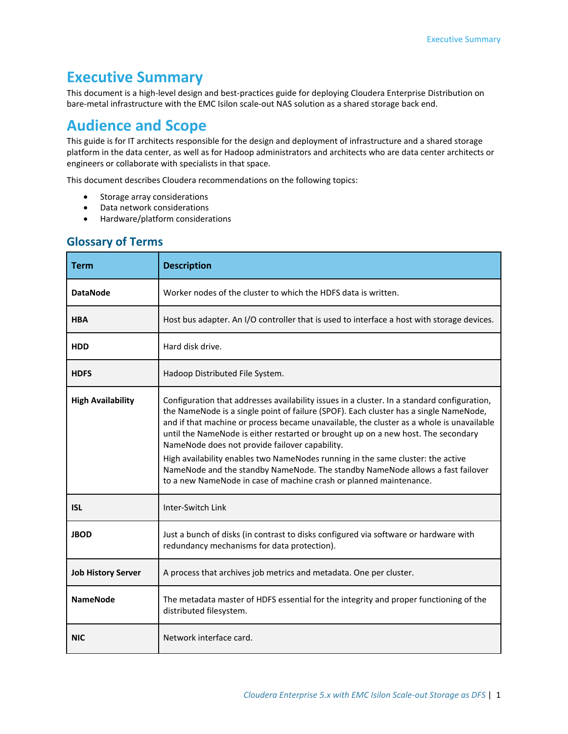# Executive Summary

This document is a high-level design and best-practices guide for deploying Cloudera Enterprise Distribution on bare-metal infrastructure with the EMC Isilon scale-out NAS solution as a shared storage back end.

# Audience and Scope

This guide is for IT architects responsible for the design and deployment of infrastructure and a shared storage platform in the data center, as well as for Hadoop administrators and architects who are data center architects or engineers or collaborate with specialists in that space.

This document describes Cloudera recommendations on the following topics:

- Storage array considerations
- Data network considerations
- Hardware/platform considerations

## Glossary of Terms

| Term | Description |
|---|---|
| **DataNode** | Worker nodes of the cluster to which the HDFS data is written. |
| **HBA** | Host bus adapter. An I/O controller that is used to interface a host with storage devices. |
| **HDD** | Hard disk drive. |
| **HDFS** | Hadoop Distributed File System. |
| **High Availability** | Configuration that addresses availability issues in a cluster. In a standard configuration, the NameNode is a single point of failure (SPOF). Each cluster has a single NameNode, and if that machine or process became unavailable, the cluster as a whole is unavailable until the NameNode is either restarted or brought up on a new host. The secondary NameNode does not provide failover capability.<br>High availability enables two NameNodes running in the same cluster: the active NameNode and the standby NameNode. The standby NameNode allows a fast failover to a new NameNode in case of machine crash or planned maintenance. |
| **ISL** | Inter-Switch Link |
| **JBOD** | Just a bunch of disks (in contrast to disks configured via software or hardware with redundancy mechanisms for data protection). |
| **Job History Server** | A process that archives job metrics and metadata. One per cluster. |
| **NameNode** | The metadata master of HDFS essential for the integrity and proper functioning of the distributed filesystem. |
| **NIC** | Network interface card. |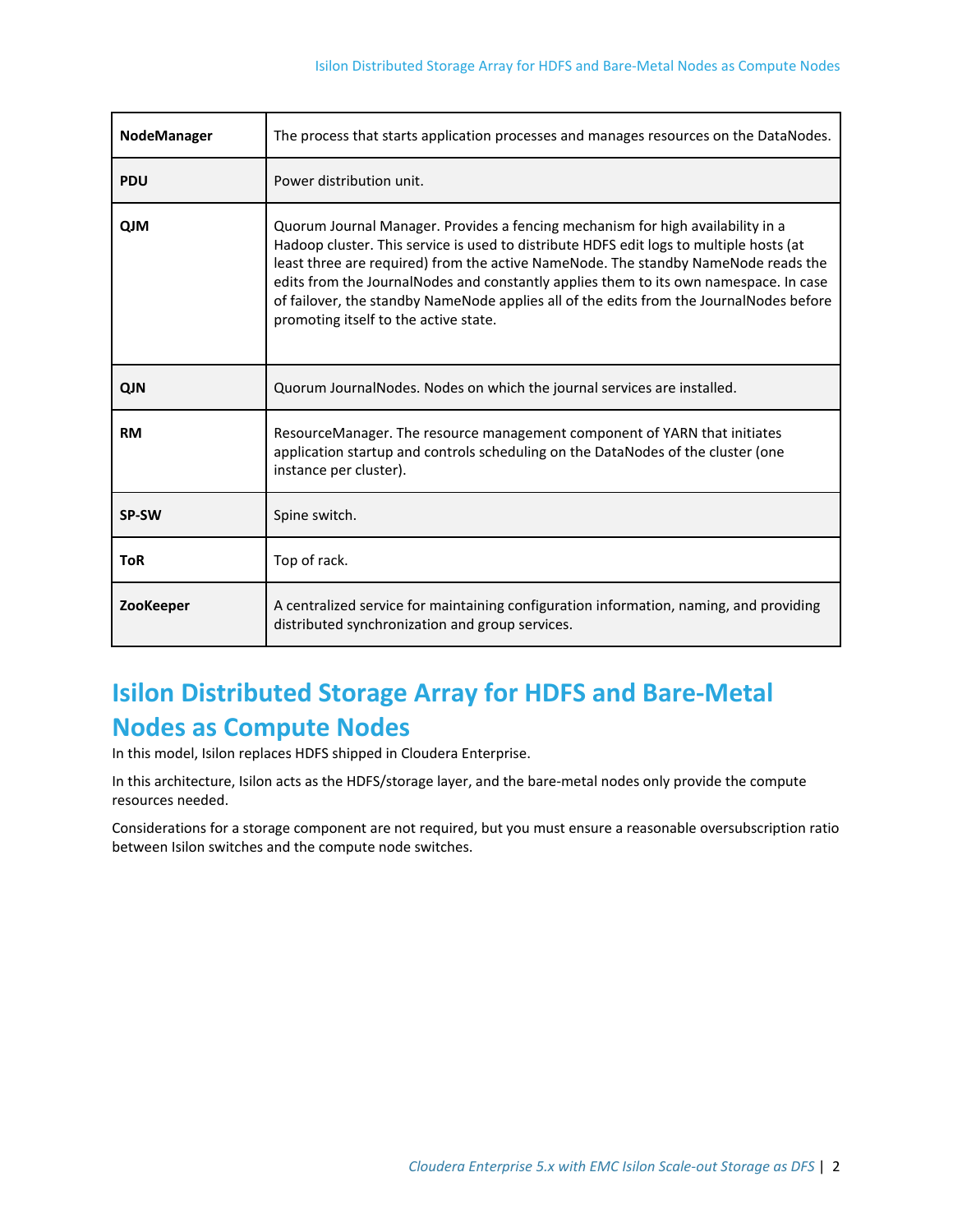| | |
|---|---|
| **NodeManager** | The process that starts application processes and manages resources on the DataNodes. |
| **PDU** | Power distribution unit. |
| **QJM** | Quorum Journal Manager. Provides a fencing mechanism for high availability in a Hadoop cluster. This service is used to distribute HDFS edit logs to multiple hosts (at least three are required) from the active NameNode. The standby NameNode reads the edits from the JournalNodes and constantly applies them to its own namespace. In case of failover, the standby NameNode applies all of the edits from the JournalNodes before promoting itself to the active state. |
| **QJN** | Quorum JournalNodes. Nodes on which the journal services are installed. |
| **RM** | ResourceManager. The resource management component of YARN that initiates application startup and controls scheduling on the DataNodes of the cluster (one instance per cluster). |
| **SP-SW** | Spine switch. |
| **ToR** | Top of rack. |
| **ZooKeeper** | A centralized service for maintaining configuration information, naming, and providing distributed synchronization and group services. |

# Isilon Distributed Storage Array for HDFS and Bare-Metal Nodes as Compute Nodes

In this model, Isilon replaces HDFS shipped in Cloudera Enterprise.

In this architecture, Isilon acts as the HDFS/storage layer, and the bare-metal nodes only provide the compute resources needed.

Considerations for a storage component are not required, but you must ensure a reasonable oversubscription ratio between Isilon switches and the compute node switches.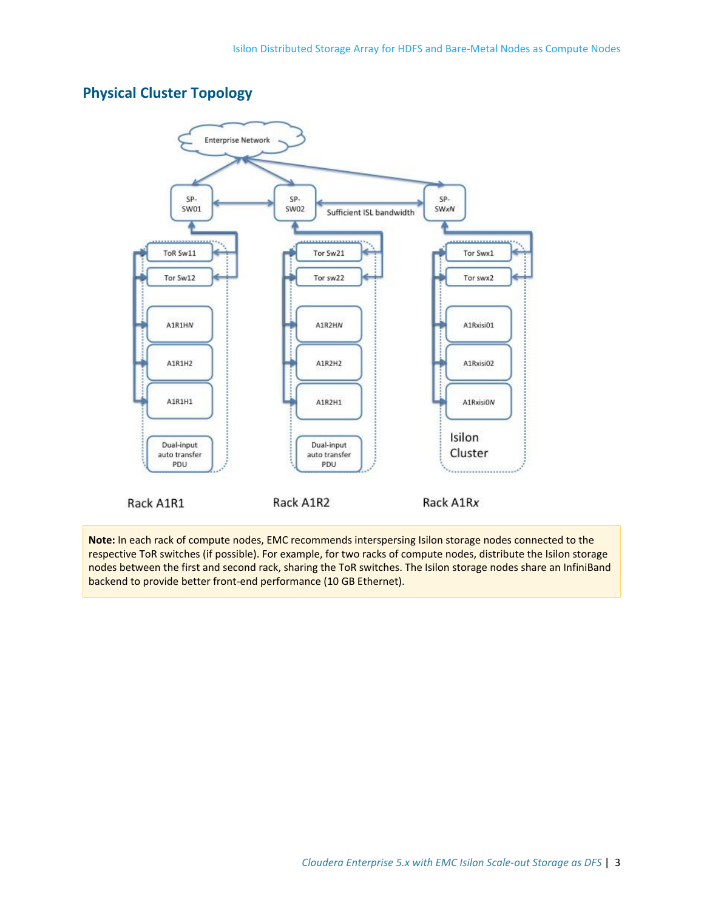## Physical Cluster Topology

**Note:** In each rack of compute nodes, EMC recommends interspersing Isilon storage nodes connected to the respective ToR switches (if possible). For example, for two racks of compute nodes, distribute the Isilon storage nodes between the first and second rack, sharing the ToR switches. The Isilon storage nodes share an InfiniBand backend to provide better front-end performance (10 GB Ethernet).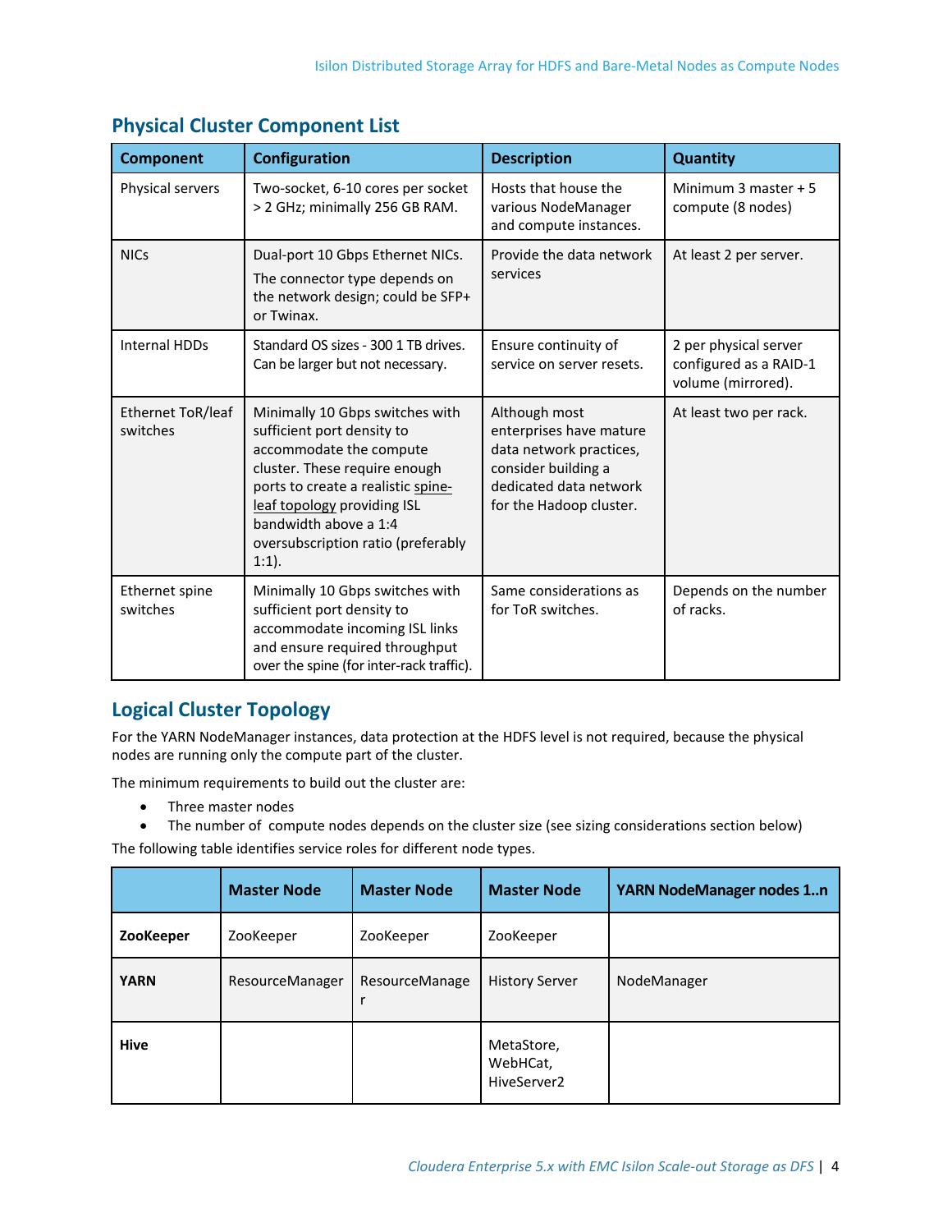## Physical Cluster Component List

| Component | Configuration | Description | Quantity |
|---|---|---|---|
| Physical servers | Two-socket, 6-10 cores per socket > 2 GHz; minimally 256 GB RAM. | Hosts that house the various NodeManager and compute instances. | Minimum 3 master + 5 compute (8 nodes) |
| NICs | Dual-port 10 Gbps Ethernet NICs. The connector type depends on the network design; could be SFP+ or Twinax. | Provide the data network services | At least 2 per server. |
| Internal HDDs | Standard OS sizes - 300 1 TB drives. Can be larger but not necessary. | Ensure continuity of service on server resets. | 2 per physical server configured as a RAID-1 volume (mirrored). |
| Ethernet ToR/leaf switches | Minimally 10 Gbps switches with sufficient port density to accommodate the compute cluster. These require enough ports to create a realistic spine-leaf topology providing ISL bandwidth above a 1:4 oversubscription ratio (preferably 1:1). | Although most enterprises have mature data network practices, consider building a dedicated data network for the Hadoop cluster. | At least two per rack. |
| Ethernet spine switches | Minimally 10 Gbps switches with sufficient port density to accommodate incoming ISL links and ensure required throughput over the spine (for inter-rack traffic). | Same considerations as for ToR switches. | Depends on the number of racks. |

## Logical Cluster Topology

For the YARN NodeManager instances, data protection at the HDFS level is not required, because the physical nodes are running only the compute part of the cluster.

The minimum requirements to build out the cluster are:

- Three master nodes
- The number of compute nodes depends on the cluster size (see sizing considerations section below)

The following table identifies service roles for different node types.

| | Master Node | Master Node | Master Node | YARN NodeManager nodes 1..n |
|---|---|---|---|---|
| **ZooKeeper** | ZooKeeper | ZooKeeper | ZooKeeper | |
| **YARN** | ResourceManager | ResourceManager | History Server | NodeManager |
| **Hive** | | | MetaStore, WebHCat, HiveServer2 | |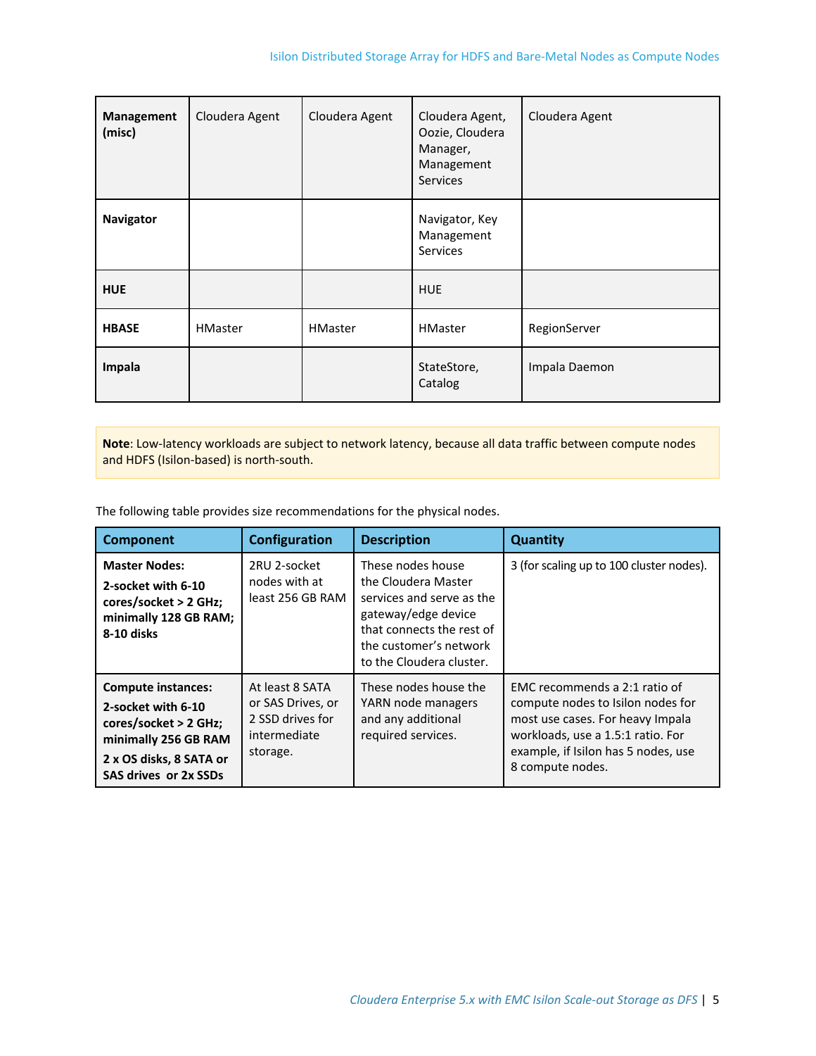| | | | | |
|---|---|---|---|---|
| **Management (misc)** | Cloudera Agent | Cloudera Agent | Cloudera Agent, Oozie, Cloudera Manager, Management Services | Cloudera Agent |
| **Navigator** | | | Navigator, Key Management Services | |
| **HUE** | | | HUE | |
| **HBASE** | HMaster | HMaster | HMaster | RegionServer |
| **Impala** | | | StateStore, Catalog | Impala Daemon |

**Note**: Low-latency workloads are subject to network latency, because all data traffic between compute nodes and HDFS (Isilon-based) is north-south.

The following table provides size recommendations for the physical nodes.

| Component | Configuration | Description | Quantity |
|---|---|---|---|
| **Master Nodes:** **2-socket with 6-10 cores/socket > 2 GHz; minimally 128 GB RAM; 8-10 disks** | 2RU 2-socket nodes with at least 256 GB RAM | These nodes house the Cloudera Master services and serve as the gateway/edge device that connects the rest of the customer's network to the Cloudera cluster. | 3 (for scaling up to 100 cluster nodes). |
| **Compute instances:** **2-socket with 6-10 cores/socket > 2 GHz; minimally 256 GB RAM** **2 x OS disks, 8 SATA or SAS drives or 2x SSDs** | At least 8 SATA or SAS Drives, or 2 SSD drives for intermediate storage. | These nodes house the YARN node managers and any additional required services. | EMC recommends a 2:1 ratio of compute nodes to Isilon nodes for most use cases. For heavy Impala workloads, use a 1.5:1 ratio. For example, if Isilon has 5 nodes, use 8 compute nodes. |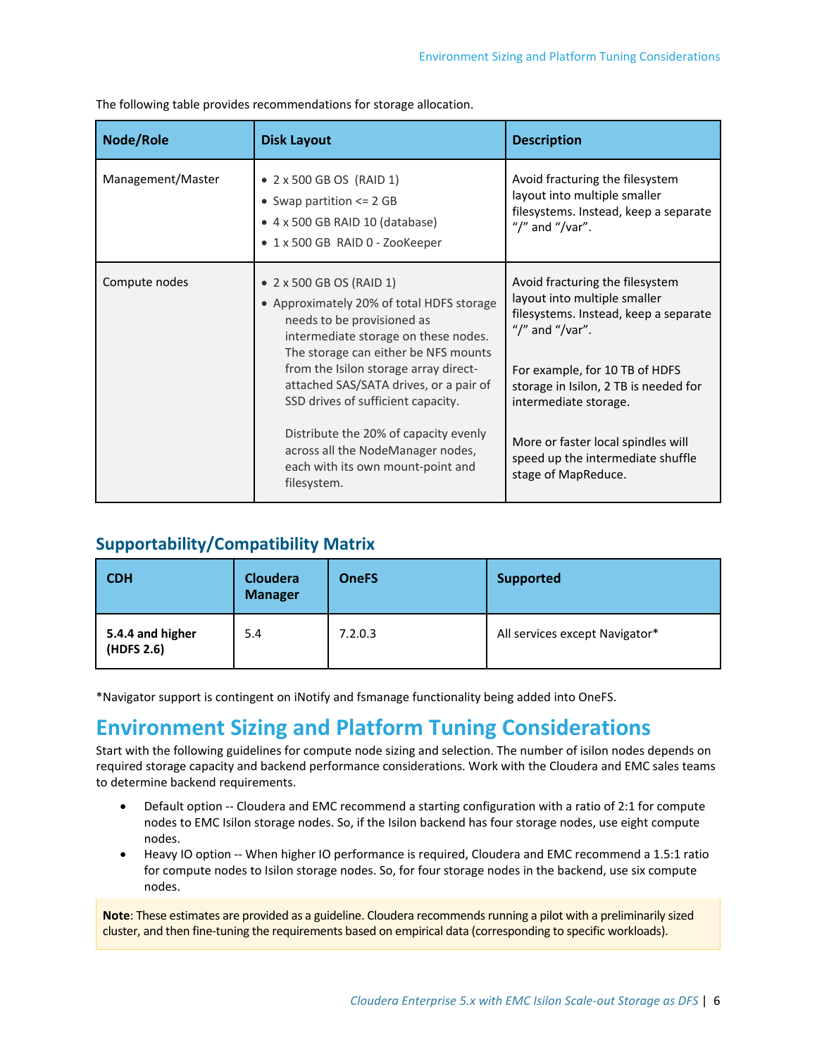The following table provides recommendations for storage allocation.

| Node/Role | Disk Layout | Description |
| --- | --- | --- |
| Management/Master | • 2 x 500 GB OS (RAID 1)<br>• Swap partition <= 2 GB<br>• 4 x 500 GB RAID 10 (database)<br>• 1 x 500 GB RAID 0 - ZooKeeper | Avoid fracturing the filesystem layout into multiple smaller filesystems. Instead, keep a separate "/" and "/var". |
| Compute nodes | • 2 x 500 GB OS (RAID 1)<br>• Approximately 20% of total HDFS storage needs to be provisioned as intermediate storage on these nodes. The storage can either be NFS mounts from the Isilon storage array direct-attached SAS/SATA drives, or a pair of SSD drives of sufficient capacity.<br><br>Distribute the 20% of capacity evenly across all the NodeManager nodes, each with its own mount-point and filesystem. | Avoid fracturing the filesystem layout into multiple smaller filesystems. Instead, keep a separate "/" and "/var".<br><br>For example, for 10 TB of HDFS storage in Isilon, 2 TB is needed for intermediate storage.<br><br>More or faster local spindles will speed up the intermediate shuffle stage of MapReduce. |

## Supportability/Compatibility Matrix

| CDH | Cloudera Manager | OneFS | Supported |
| --- | --- | --- | --- |
| **5.4.4 and higher (HDFS 2.6)** | 5.4 | 7.2.0.3 | All services except Navigator* |

*Navigator support is contingent on iNotify and fsmanage functionality being added into OneFS.

# Environment Sizing and Platform Tuning Considerations

Start with the following guidelines for compute node sizing and selection. The number of isilon nodes depends on required storage capacity and backend performance considerations. Work with the Cloudera and EMC sales teams to determine backend requirements.

- Default option -- Cloudera and EMC recommend a starting configuration with a ratio of 2:1 for compute nodes to EMC Isilon storage nodes. So, if the Isilon backend has four storage nodes, use eight compute nodes.
- Heavy IO option -- When higher IO performance is required, Cloudera and EMC recommend a 1.5:1 ratio for compute nodes to Isilon storage nodes. So, for four storage nodes in the backend, use six compute nodes.

**Note**: These estimates are provided as a guideline. Cloudera recommends running a pilot with a preliminarily sized cluster, and then fine-tuning the requirements based on empirical data (corresponding to specific workloads).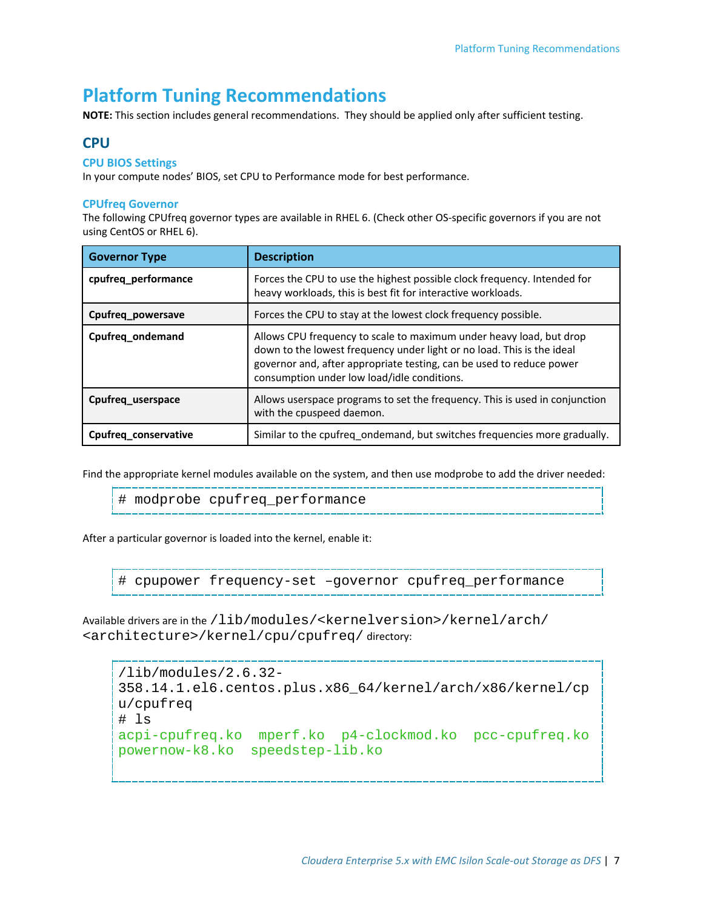# Platform Tuning Recommendations

**NOTE:** This section includes general recommendations. They should be applied only after sufficient testing.

## CPU

### CPU BIOS Settings

In your compute nodes' BIOS, set CPU to Performance mode for best performance.

### CPUfreq Governor

The following CPUfreq governor types are available in RHEL 6. (Check other OS-specific governors if you are not using CentOS or RHEL 6).

| Governor Type | Description |
| --- | --- |
| **cpufreq_performance** | Forces the CPU to use the highest possible clock frequency. Intended for heavy workloads, this is best fit for interactive workloads. |
| **Cpufreq_powersave** | Forces the CPU to stay at the lowest clock frequency possible. |
| **Cpufreq_ondemand** | Allows CPU frequency to scale to maximum under heavy load, but drop down to the lowest frequency under light or no load. This is the ideal governor and, after appropriate testing, can be used to reduce power consumption under low load/idle conditions. |
| **Cpufreq_userspace** | Allows userspace programs to set the frequency. This is used in conjunction with the cpuspeed daemon. |
| **Cpufreq_conservative** | Similar to the cpufreq_ondemand, but switches frequencies more gradually. |

Find the appropriate kernel modules available on the system, and then use modprobe to add the driver needed:

```
# modprobe cpufreq_performance
```

After a particular governor is loaded into the kernel, enable it:

```
# cpupower frequency-set –governor cpufreq_performance
```

Available drivers are in the `/lib/modules/<kernelversion>/kernel/arch/<architecture>/kernel/cpu/cpufreq/` directory:

```
/lib/modules/2.6.32-358.14.1.el6.centos.plus.x86_64/kernel/arch/x86/kernel/cpu/cpufreq
# ls
acpi-cpufreq.ko  mperf.ko  p4-clockmod.ko  pcc-cpufreq.ko
powernow-k8.ko  speedstep-lib.ko
```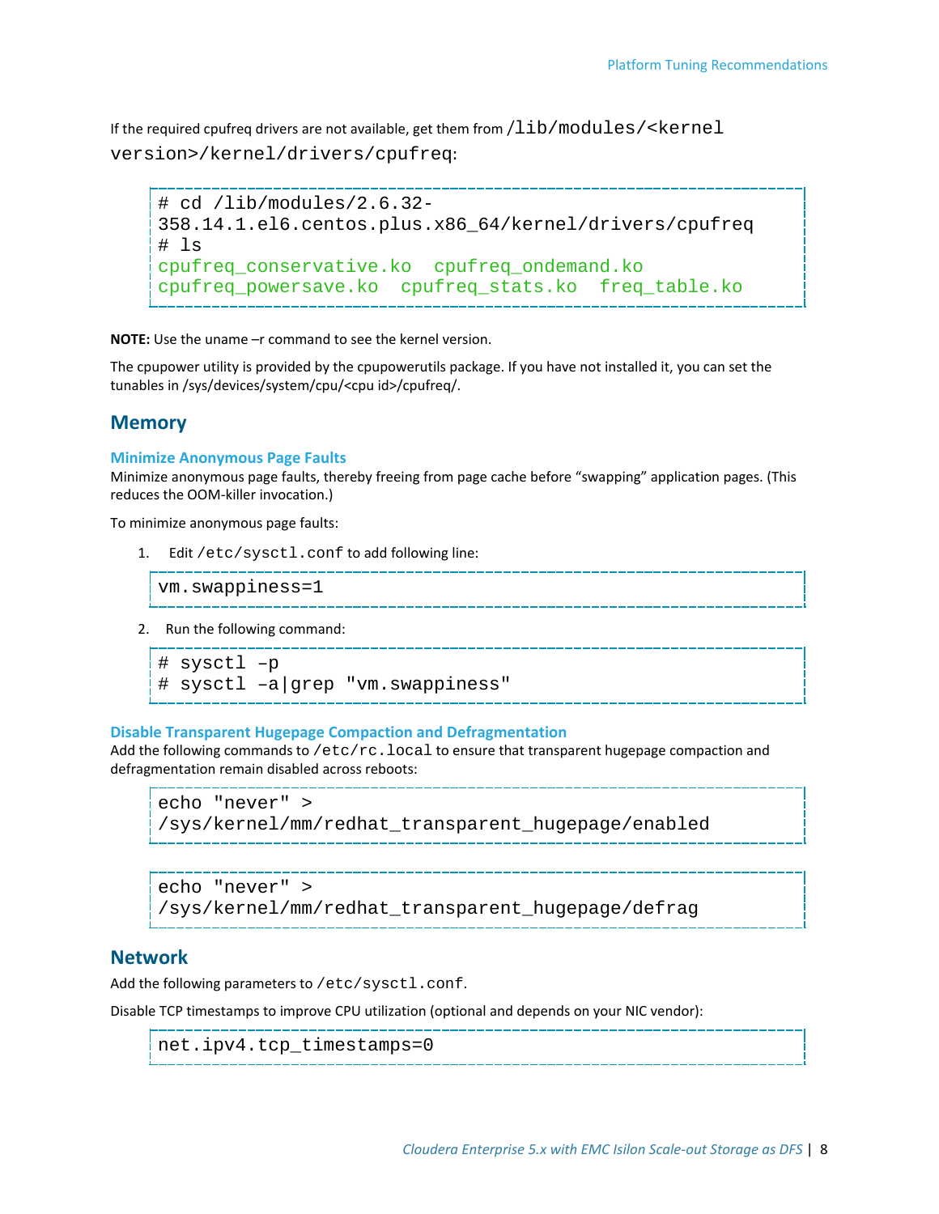If the required cpufreq drivers are not available, get them from `/lib/modules/<kernel version>/kernel/drivers/cpufreq`:

```
# cd /lib/modules/2.6.32-358.14.1.el6.centos.plus.x86_64/kernel/drivers/cpufreq
# ls
cpufreq_conservative.ko  cpufreq_ondemand.ko
cpufreq_powersave.ko  cpufreq_stats.ko  freq_table.ko
```

**NOTE:** Use the uname –r command to see the kernel version.

The cpupower utility is provided by the cpupowerutils package. If you have not installed it, you can set the tunables in /sys/devices/system/cpu/<cpu id>/cpufreq/.

## Memory

### Minimize Anonymous Page Faults

Minimize anonymous page faults, thereby freeing from page cache before "swapping" application pages. (This reduces the OOM-killer invocation.)

To minimize anonymous page faults:

1. Edit `/etc/sysctl.conf` to add following line:

```
vm.swappiness=1
```

2. Run the following command:

```
# sysctl –p
# sysctl –a|grep "vm.swappiness"
```

### Disable Transparent Hugepage Compaction and Defragmentation

Add the following commands to `/etc/rc.local` to ensure that transparent hugepage compaction and defragmentation remain disabled across reboots:

```
echo "never" >
/sys/kernel/mm/redhat_transparent_hugepage/enabled
```

```
echo "never" >
/sys/kernel/mm/redhat_transparent_hugepage/defrag
```

## Network

Add the following parameters to `/etc/sysctl.conf`.

Disable TCP timestamps to improve CPU utilization (optional and depends on your NIC vendor):

```
net.ipv4.tcp_timestamps=0
```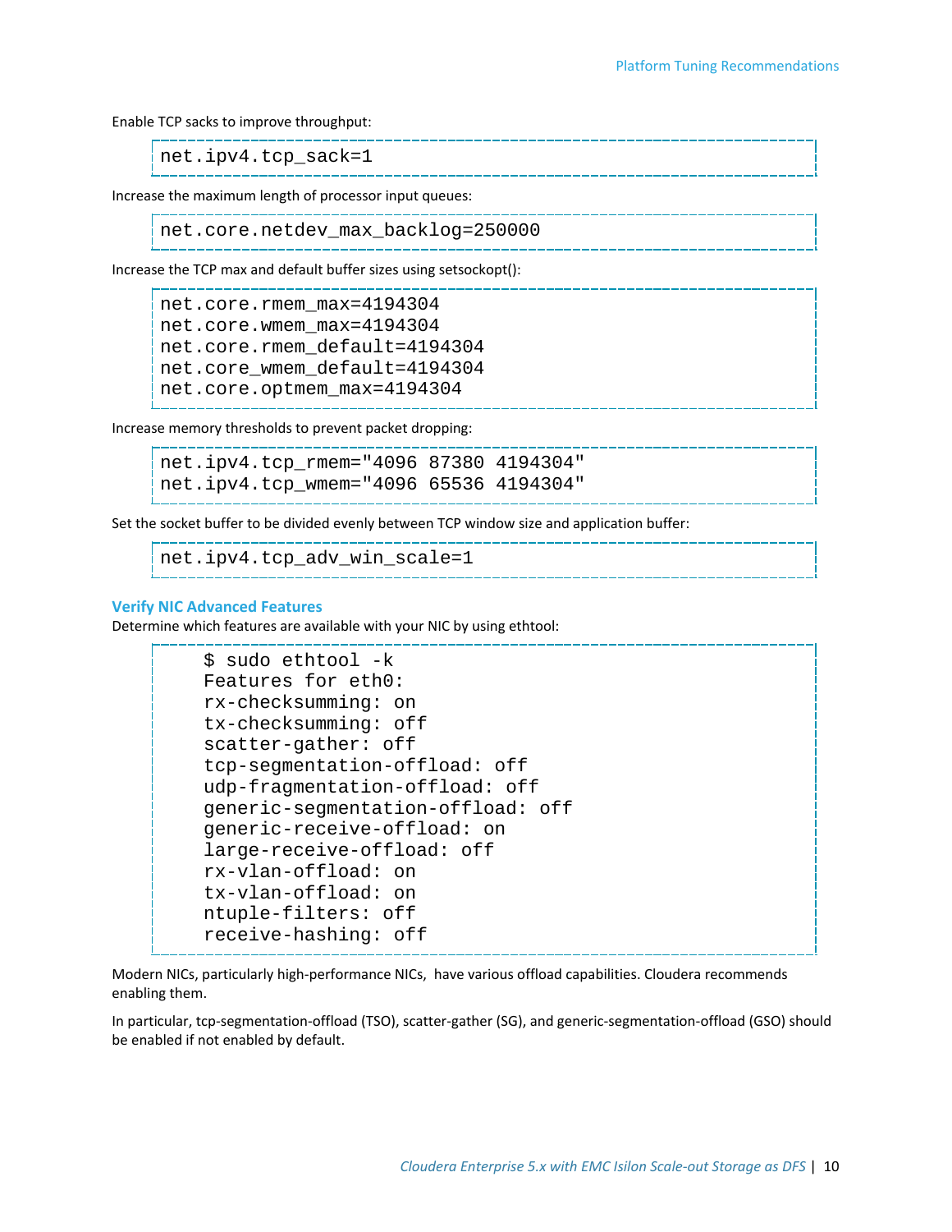Enable TCP sacks to improve throughput:

```
net.ipv4.tcp_sack=1
```

Increase the maximum length of processor input queues:

```
net.core.netdev_max_backlog=250000
```

Increase the TCP max and default buffer sizes using setsockopt():

```
net.core.rmem_max=4194304
net.core.wmem_max=4194304
net.core.rmem_default=4194304
net.core_wmem_default=4194304
net.core.optmem_max=4194304
```

Increase memory thresholds to prevent packet dropping:

```
net.ipv4.tcp_rmem="4096 87380 4194304"
net.ipv4.tcp_wmem="4096 65536 4194304"
```

Set the socket buffer to be divided evenly between TCP window size and application buffer:

```
net.ipv4.tcp_adv_win_scale=1
```

### Verify NIC Advanced Features

Determine which features are available with your NIC by using ethtool:

```
    $ sudo ethtool -k
    Features for eth0:
    rx-checksumming: on
    tx-checksumming: off
    scatter-gather: off
    tcp-segmentation-offload: off
    udp-fragmentation-offload: off
    generic-segmentation-offload: off
    generic-receive-offload: on
    large-receive-offload: off
    rx-vlan-offload: on
    tx-vlan-offload: on
    ntuple-filters: off
    receive-hashing: off
```

Modern NICs, particularly high-performance NICs, have various offload capabilities. Cloudera recommends enabling them.

In particular, tcp-segmentation-offload (TSO), scatter-gather (SG), and generic-segmentation-offload (GSO) should be enabled if not enabled by default.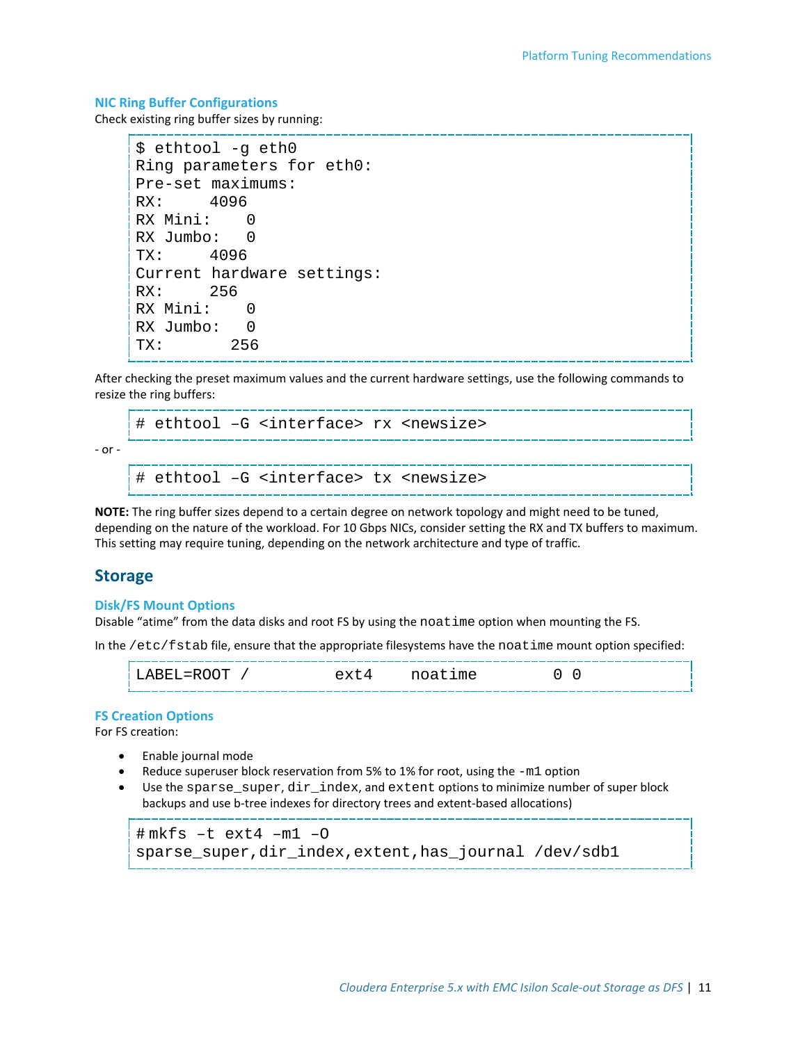### NIC Ring Buffer Configurations

Check existing ring buffer sizes by running:

```
$ ethtool -g eth0
Ring parameters for eth0:
Pre-set maximums:
RX:     4096
RX Mini:    0
RX Jumbo:   0
TX:     4096
Current hardware settings:
RX:     256
RX Mini:    0
RX Jumbo:   0
TX:       256
```

After checking the preset maximum values and the current hardware settings, use the following commands to resize the ring buffers:

```
# ethtool –G <interface> rx <newsize>
```

\- or -

```
# ethtool –G <interface> tx <newsize>
```

**NOTE:** The ring buffer sizes depend to a certain degree on network topology and might need to be tuned, depending on the nature of the workload. For 10 Gbps NICs, consider setting the RX and TX buffers to maximum. This setting may require tuning, depending on the network architecture and type of traffic.

## Storage

### Disk/FS Mount Options

Disable "atime" from the data disks and root FS by using the `noatime` option when mounting the FS.

In the `/etc/fstab` file, ensure that the appropriate filesystems have the `noatime` mount option specified:

```
LABEL=ROOT /          ext4    noatime         0 0
```

### FS Creation Options

For FS creation:

- Enable journal mode
- Reduce superuser block reservation from 5% to 1% for root, using the `-m1` option
- Use the `sparse_super`, `dir_index`, and `extent` options to minimize number of super block backups and use b-tree indexes for directory trees and extent-based allocations)

```
# mkfs –t ext4 –m1 –O
sparse_super,dir_index,extent,has_journal /dev/sdb1
```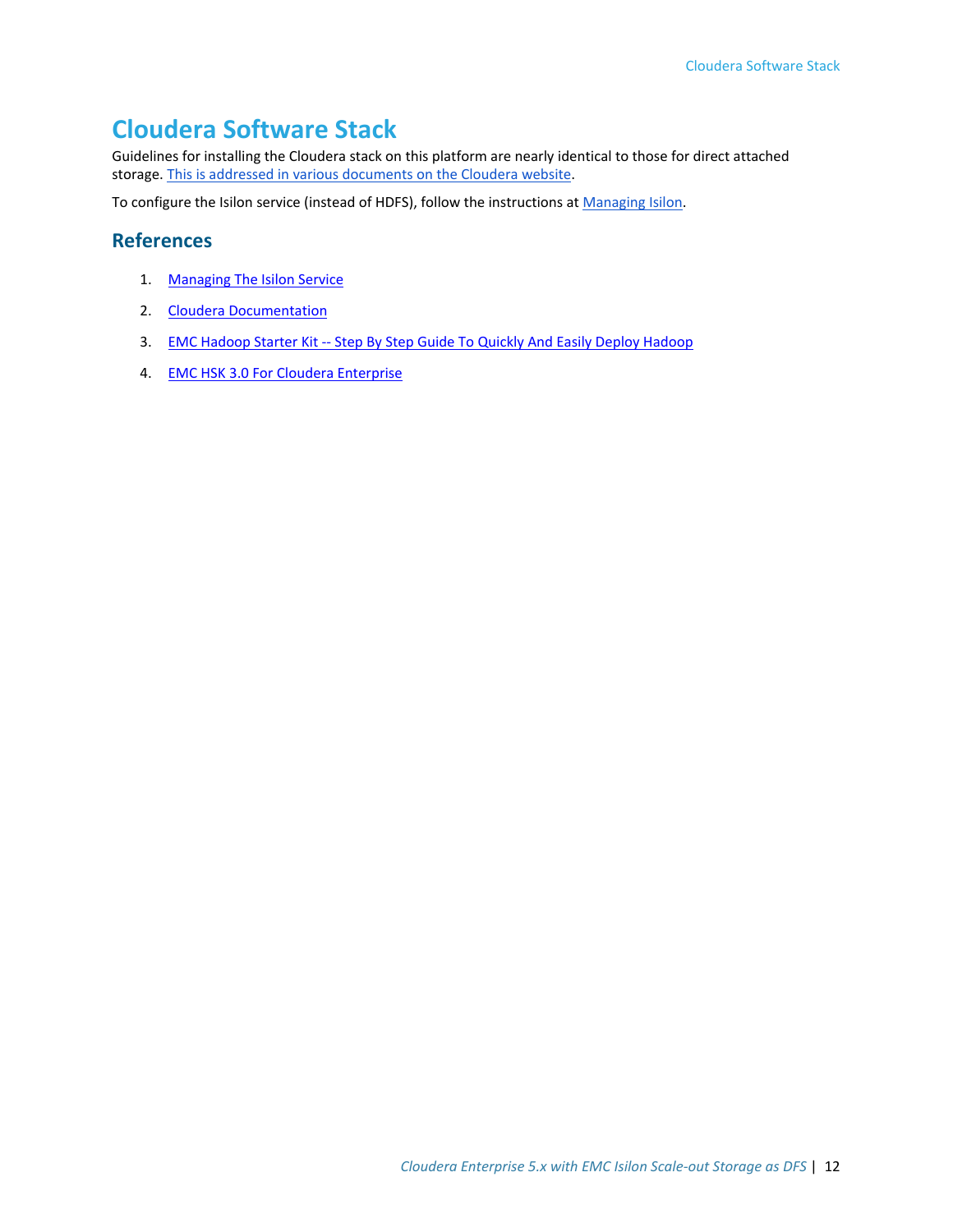# Cloudera Software Stack

Guidelines for installing the Cloudera stack on this platform are nearly identical to those for direct attached storage. This is addressed in various documents on the Cloudera website.

To configure the Isilon service (instead of HDFS), follow the instructions at Managing Isilon.

## References

1. Managing The Isilon Service
2. Cloudera Documentation
3. EMC Hadoop Starter Kit -- Step By Step Guide To Quickly And Easily Deploy Hadoop
4. EMC HSK 3.0 For Cloudera Enterprise